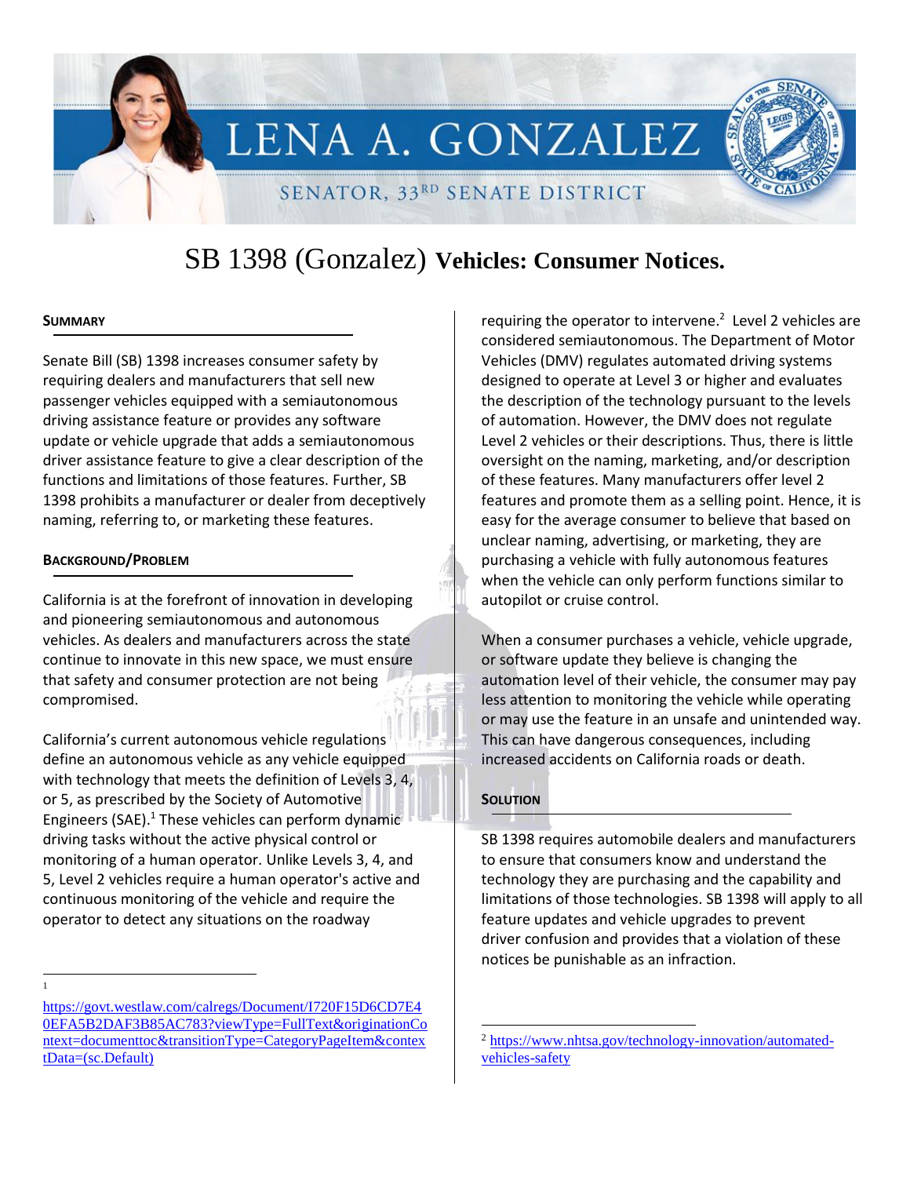# LENA A. GONZALEZ

SENATOR, 33RD SENATE DISTRICT

## SB 1398 (Gonzalez) **Vehicles: Consumer Notices.**

### SUMMARY

Senate Bill (SB) 1398 increases consumer safety by requiring dealers and manufacturers that sell new passenger vehicles equipped with a semiautonomous driving assistance feature or provides any software update or vehicle upgrade that adds a semiautonomous driver assistance feature to give a clear description of the functions and limitations of those features. Further, SB 1398 prohibits a manufacturer or dealer from deceptively naming, referring to, or marketing these features.

### BACKGROUND/PROBLEM

California is at the forefront of innovation in developing and pioneering semiautonomous and autonomous vehicles. As dealers and manufacturers across the state continue to innovate in this new space, we must ensure that safety and consumer protection are not being compromised.

California's current autonomous vehicle regulations define an autonomous vehicle as any vehicle equipped with technology that meets the definition of Levels 3, 4, or 5, as prescribed by the Society of Automotive Engineers (SAE).[1] These vehicles can perform dynamic driving tasks without the active physical control or monitoring of a human operator. Unlike Levels 3, 4, and 5, Level 2 vehicles require a human operator's active and continuous monitoring of the vehicle and require the operator to detect any situations on the roadway requiring the operator to intervene.[2] Level 2 vehicles are considered semiautonomous. The Department of Motor Vehicles (DMV) regulates automated driving systems designed to operate at Level 3 or higher and evaluates the description of the technology pursuant to the levels of automation. However, the DMV does not regulate Level 2 vehicles or their descriptions. Thus, there is little oversight on the naming, marketing, and/or description of these features. Many manufacturers offer level 2 features and promote them as a selling point. Hence, it is easy for the average consumer to believe that based on unclear naming, advertising, or marketing, they are purchasing a vehicle with fully autonomous features when the vehicle can only perform functions similar to autopilot or cruise control.

When a consumer purchases a vehicle, vehicle upgrade, or software update they believe is changing the automation level of their vehicle, the consumer may pay less attention to monitoring the vehicle while operating or may use the feature in an unsafe and unintended way. This can have dangerous consequences, including increased accidents on California roads or death.

### SOLUTION

SB 1398 requires automobile dealers and manufacturers to ensure that consumers know and understand the technology they are purchasing and the capability and limitations of those technologies. SB 1398 will apply to all feature updates and vehicle upgrades to prevent driver confusion and provides that a violation of these notices be punishable as an infraction.

---

[1] https://govt.westlaw.com/calregs/Document/I720F15D6CD7E40EFA5B2DAF3B85AC783?viewType=FullText&originationContext=documenttoc&transitionType=CategoryPageItem&contextData=(sc.Default)

[2] https://www.nhtsa.gov/technology-innovation/automated-vehicles-safety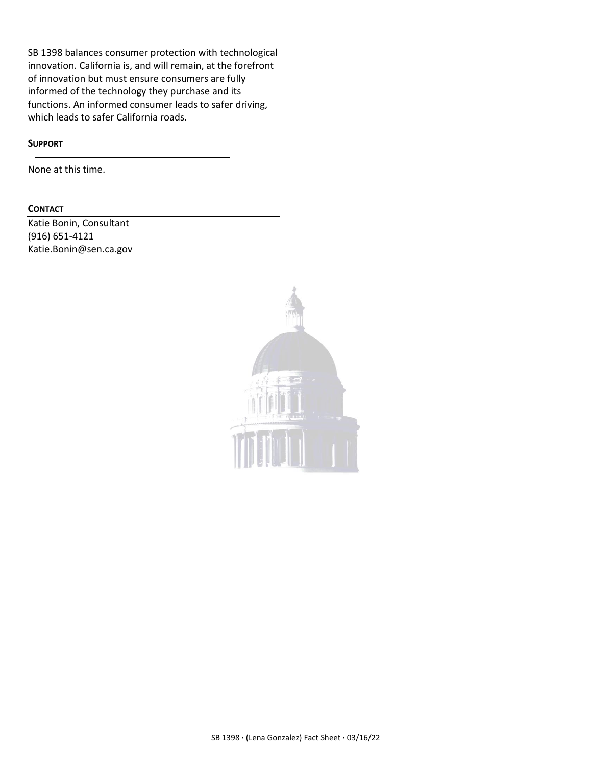SB 1398 balances consumer protection with technological innovation. California is, and will remain, at the forefront of innovation but must ensure consumers are fully informed of the technology they purchase and its functions. An informed consumer leads to safer driving, which leads to safer California roads.

**SUPPORT**

None at this time.

**CONTACT**

Katie Bonin, Consultant
(916) 651-4121
Katie.Bonin@sen.ca.gov